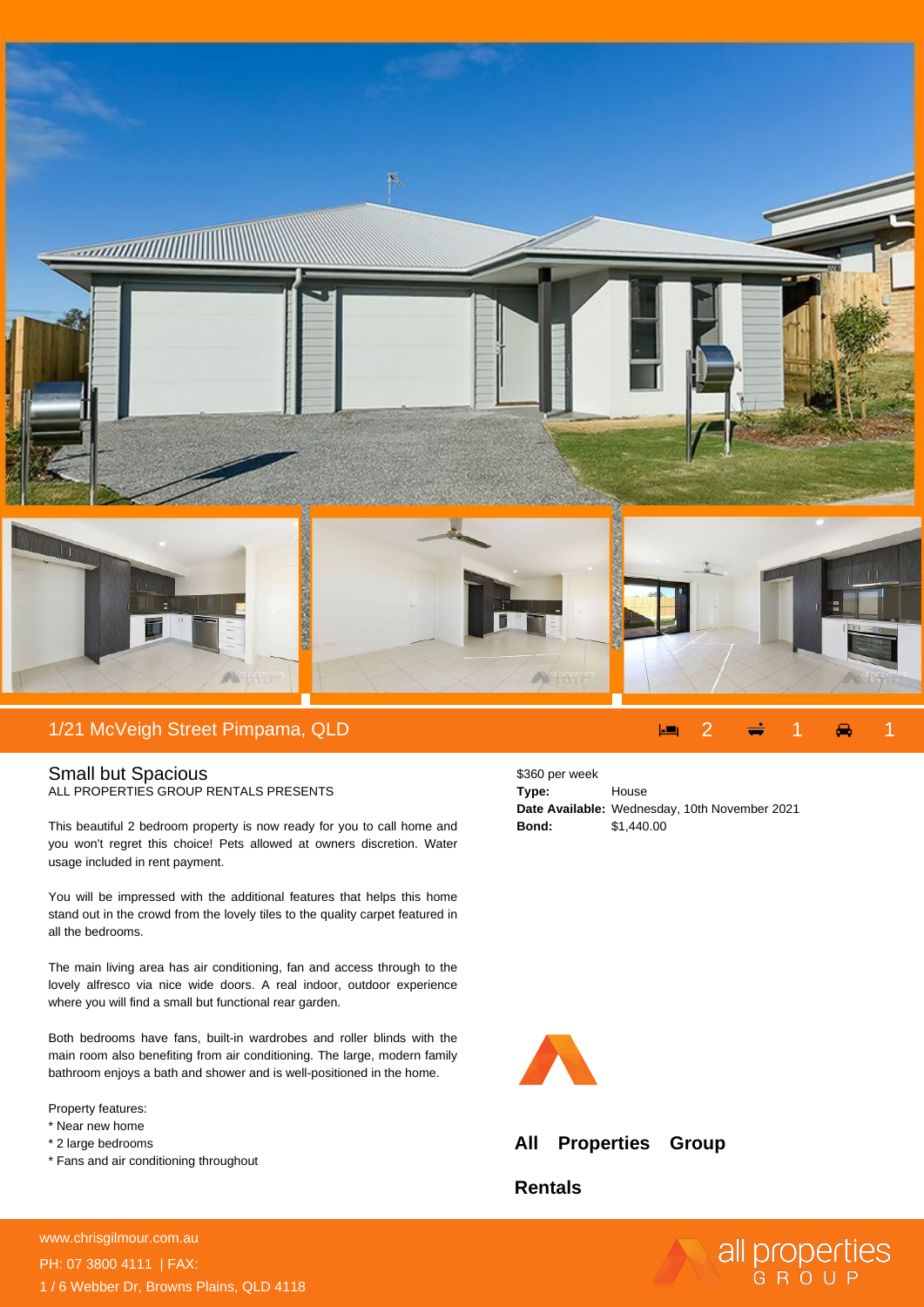# 1/21 McVeigh Street Pimpama, QLD

2 1 1

## Small but Spacious

ALL PROPERTIES GROUP RENTALS PRESENTS

This beautiful 2 bedroom property is now ready for you to call home and you won't regret this choice! Pets allowed at owners discretion. Water usage included in rent payment.

You will be impressed with the additional features that helps this home stand out in the crowd from the lovely tiles to the quality carpet featured in all the bedrooms.

The main living area has air conditioning, fan and access through to the lovely alfresco via nice wide doors. A real indoor, outdoor experience where you will find a small but functional rear garden.

Both bedrooms have fans, built-in wardrobes and roller blinds with the main room also benefiting from air conditioning. The large, modern family bathroom enjoys a bath and shower and is well-positioned in the home.

Property features:
* Near new home
* 2 large bedrooms
* Fans and air conditioning throughout

$360 per week

**Type:** House
**Date Available:** Wednesday, 10th November 2021
**Bond:** $1,440.00

**All Properties Group**

**Rentals**

www.chrisgilmour.com.au
PH: 07 3800 4111 | FAX:
1 / 6 Webber Dr, Browns Plains, QLD 4118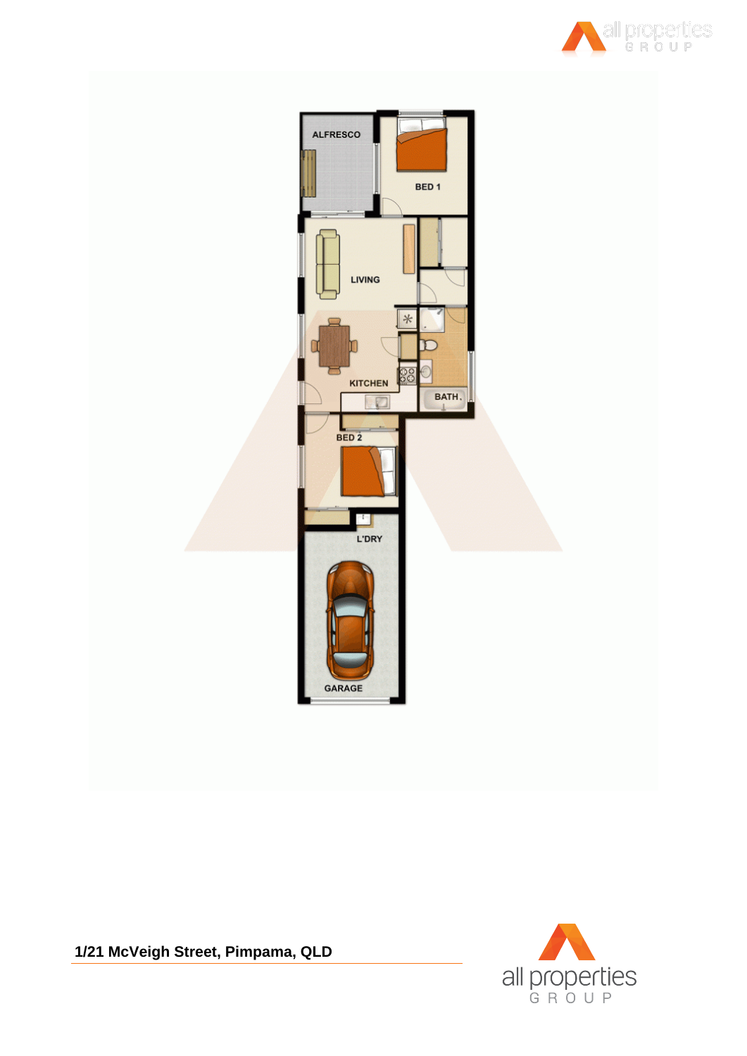ALFRESCO

BED 1

LIVING

KITCHEN

BATH

BED 2

L'DRY

GARAGE

**1/21 McVeigh Street, Pimpama, QLD**